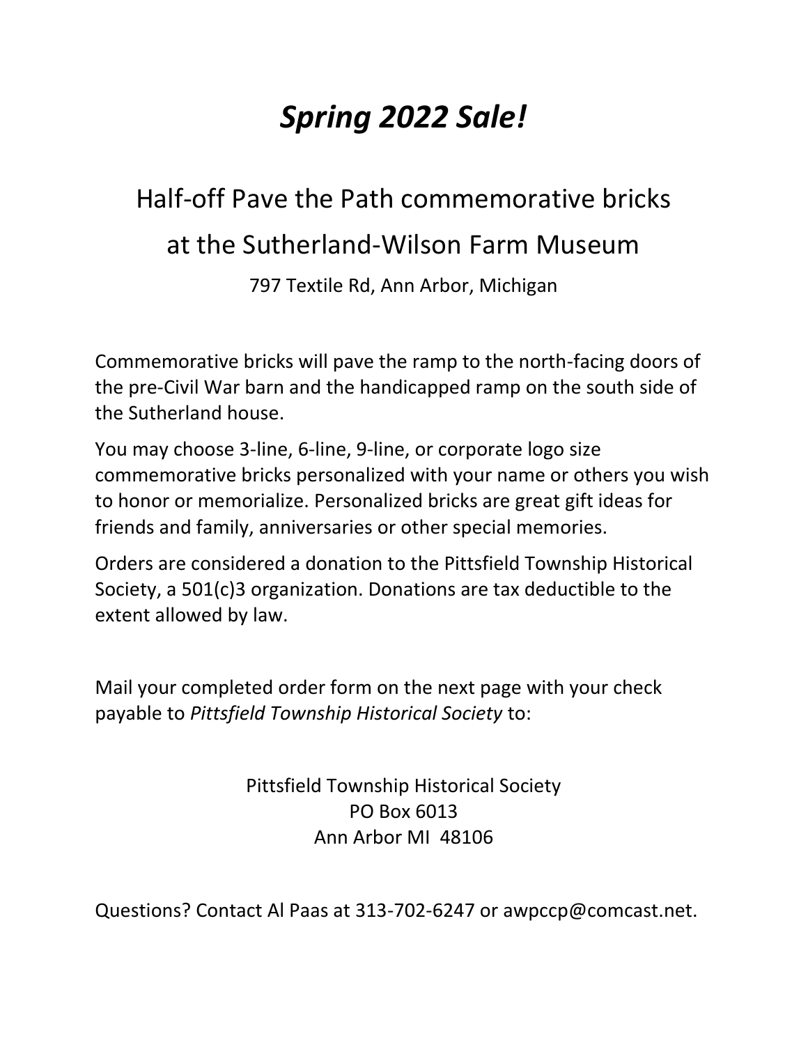# *Spring 2022 Sale!*

## Half-off Pave the Path commemorative bricks at the Sutherland-Wilson Farm Museum

797 Textile Rd, Ann Arbor, Michigan

Commemorative bricks will pave the ramp to the north-facing doors of the pre-Civil War barn and the handicapped ramp on the south side of the Sutherland house.

You may choose 3-line, 6-line, 9-line, or corporate logo size commemorative bricks personalized with your name or others you wish to honor or memorialize. Personalized bricks are great gift ideas for friends and family, anniversaries or other special memories.

Orders are considered a donation to the Pittsfield Township Historical Society, a 501(c)3 organization. Donations are tax deductible to the extent allowed by law.

Mail your completed order form on the next page with your check payable to *Pittsfield Township Historical Society* to:

Pittsfield Township Historical Society
PO Box 6013
Ann Arbor MI 48106

Questions? Contact Al Paas at 313-702-6247 or awpccp@comcast.net.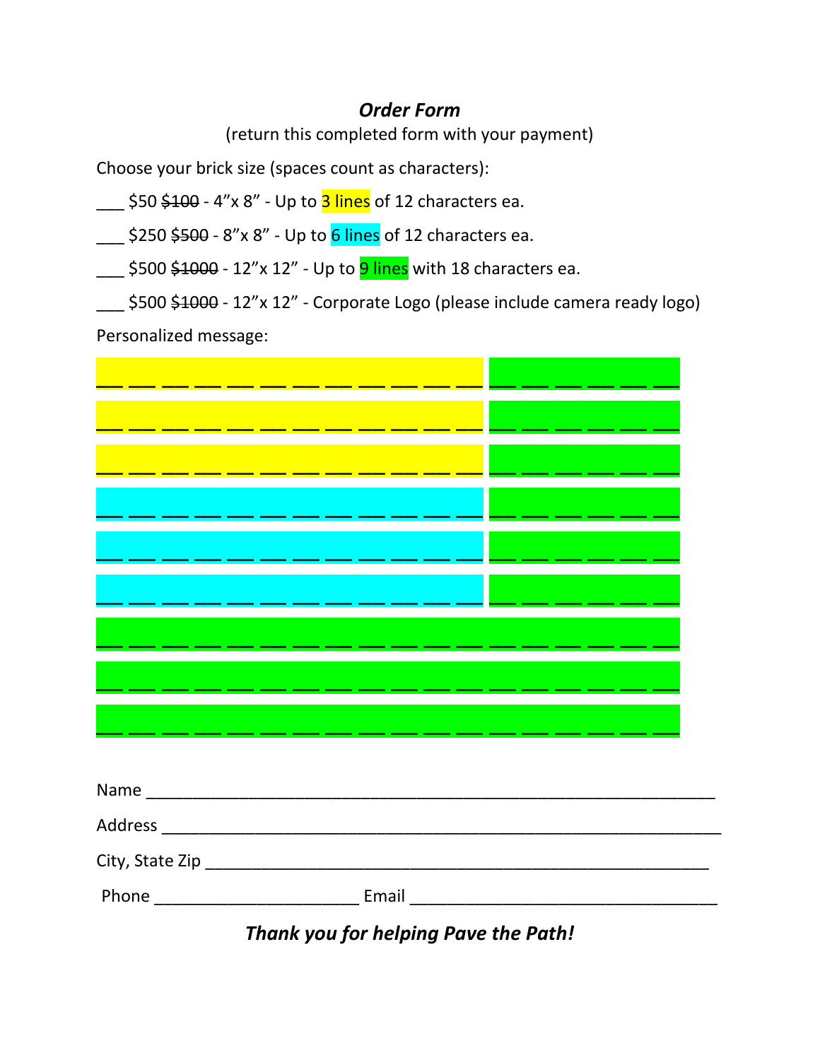***Order Form***

(return this completed form with your payment)

Choose your brick size (spaces count as characters):

___ $50 ~~$100~~ - 4"x 8" - Up to 3 lines of 12 characters ea.

___ $250 ~~$500~~ - 8"x 8" - Up to 6 lines of 12 characters ea.

___ $500 ~~$1000~~ - 12"x 12" - Up to 9 lines with 18 characters ea.

___ $500 ~~$1000~~ - 12"x 12" - Corporate Logo (please include camera ready logo)

Personalized message:

___ ___ ___ ___ ___ ___ ___ ___ ___ ___ ___ ___ ___ ___ ___ ___ ___ ___

___ ___ ___ ___ ___ ___ ___ ___ ___ ___ ___ ___ ___ ___ ___ ___ ___ ___

___ ___ ___ ___ ___ ___ ___ ___ ___ ___ ___ ___ ___ ___ ___ ___ ___ ___

___ ___ ___ ___ ___ ___ ___ ___ ___ ___ ___ ___ ___ ___ ___ ___ ___ ___

___ ___ ___ ___ ___ ___ ___ ___ ___ ___ ___ ___ ___ ___ ___ ___ ___ ___

___ ___ ___ ___ ___ ___ ___ ___ ___ ___ ___ ___ ___ ___ ___ ___ ___ ___

___ ___ ___ ___ ___ ___ ___ ___ ___ ___ ___ ___ ___ ___ ___ ___ ___ ___

___ ___ ___ ___ ___ ___ ___ ___ ___ ___ ___ ___ ___ ___ ___ ___ ___ ___

___ ___ ___ ___ ___ ___ ___ ___ ___ ___ ___ ___ ___ ___ ___ ___ ___ ___

Name ______________________________________________________________

Address ____________________________________________________________

City, State Zip _______________________________________________________

Phone _______________________ Email ___________________________________

***Thank you for helping Pave the Path!***